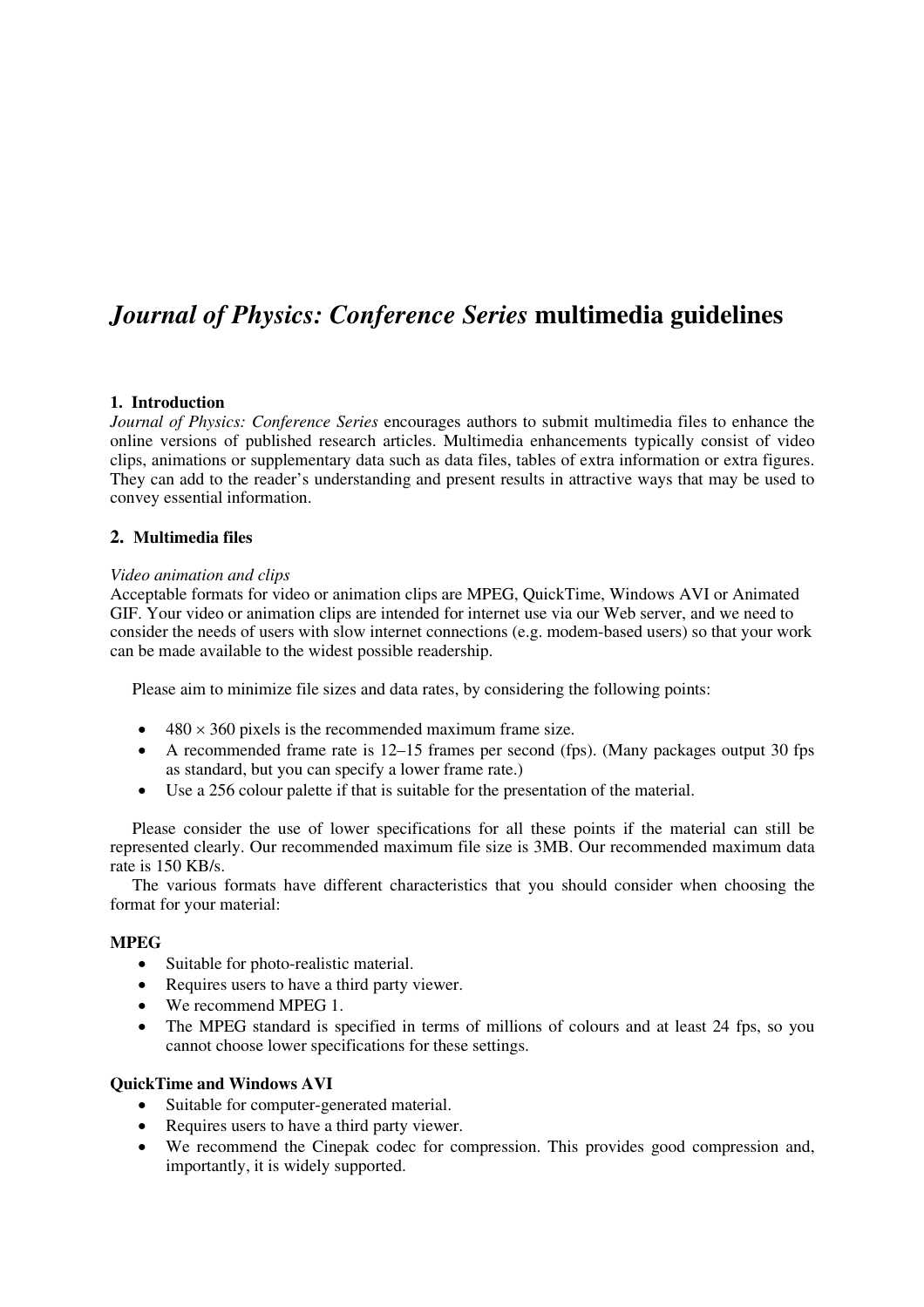# *Journal of Physics: Conference Series* multimedia guidelines

## 1. Introduction

*Journal of Physics: Conference Series* encourages authors to submit multimedia files to enhance the online versions of published research articles. Multimedia enhancements typically consist of video clips, animations or supplementary data such as data files, tables of extra information or extra figures. They can add to the reader's understanding and present results in attractive ways that may be used to convey essential information.

## 2. Multimedia files

*Video animation and clips*

Acceptable formats for video or animation clips are MPEG, QuickTime, Windows AVI or Animated GIF. Your video or animation clips are intended for internet use via our Web server, and we need to consider the needs of users with slow internet connections (e.g. modem-based users) so that your work can be made available to the widest possible readership.

Please aim to minimize file sizes and data rates, by considering the following points:

- $480 \times 360$ pixels is the recommended maximum frame size.
- A recommended frame rate is 12–15 frames per second (fps). (Many packages output 30 fps as standard, but you can specify a lower frame rate.)
- Use a 256 colour palette if that is suitable for the presentation of the material.

Please consider the use of lower specifications for all these points if the material can still be represented clearly. Our recommended maximum file size is 3MB. Our recommended maximum data rate is 150 KB/s.

The various formats have different characteristics that you should consider when choosing the format for your material:

**MPEG**

- Suitable for photo-realistic material.
- Requires users to have a third party viewer.
- We recommend MPEG 1.
- The MPEG standard is specified in terms of millions of colours and at least 24 fps, so you cannot choose lower specifications for these settings.

**QuickTime and Windows AVI**

- Suitable for computer-generated material.
- Requires users to have a third party viewer.
- We recommend the Cinepak codec for compression. This provides good compression and, importantly, it is widely supported.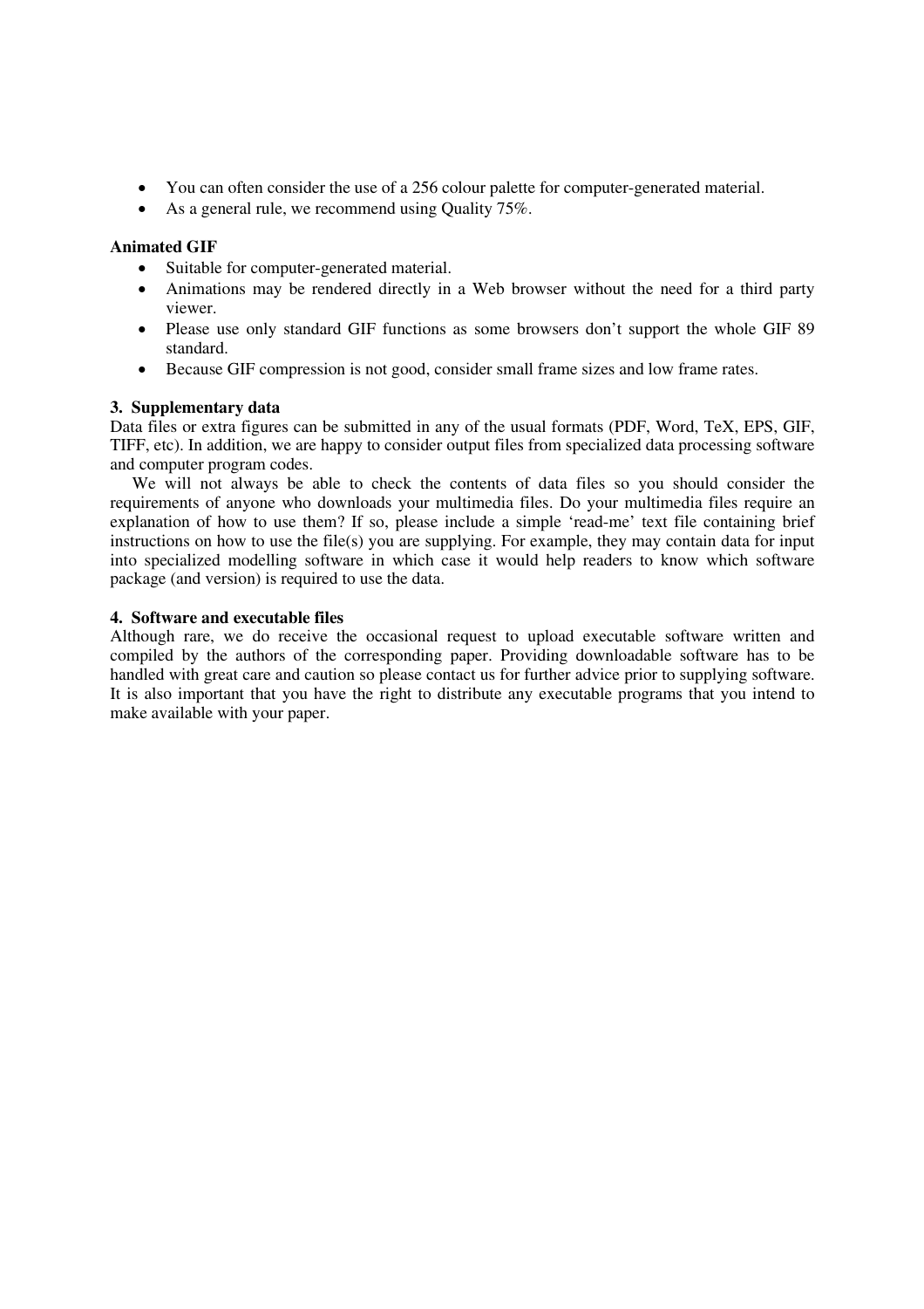- You can often consider the use of a 256 colour palette for computer-generated material.
- As a general rule, we recommend using Quality 75%.

**Animated GIF**

- Suitable for computer-generated material.
- Animations may be rendered directly in a Web browser without the need for a third party viewer.
- Please use only standard GIF functions as some browsers don't support the whole GIF 89 standard.
- Because GIF compression is not good, consider small frame sizes and low frame rates.

## 3. Supplementary data

Data files or extra figures can be submitted in any of the usual formats (PDF, Word, TeX, EPS, GIF, TIFF, etc). In addition, we are happy to consider output files from specialized data processing software and computer program codes.

We will not always be able to check the contents of data files so you should consider the requirements of anyone who downloads your multimedia files. Do your multimedia files require an explanation of how to use them? If so, please include a simple 'read-me' text file containing brief instructions on how to use the file(s) you are supplying. For example, they may contain data for input into specialized modelling software in which case it would help readers to know which software package (and version) is required to use the data.

## 4. Software and executable files

Although rare, we do receive the occasional request to upload executable software written and compiled by the authors of the corresponding paper. Providing downloadable software has to be handled with great care and caution so please contact us for further advice prior to supplying software. It is also important that you have the right to distribute any executable programs that you intend to make available with your paper.